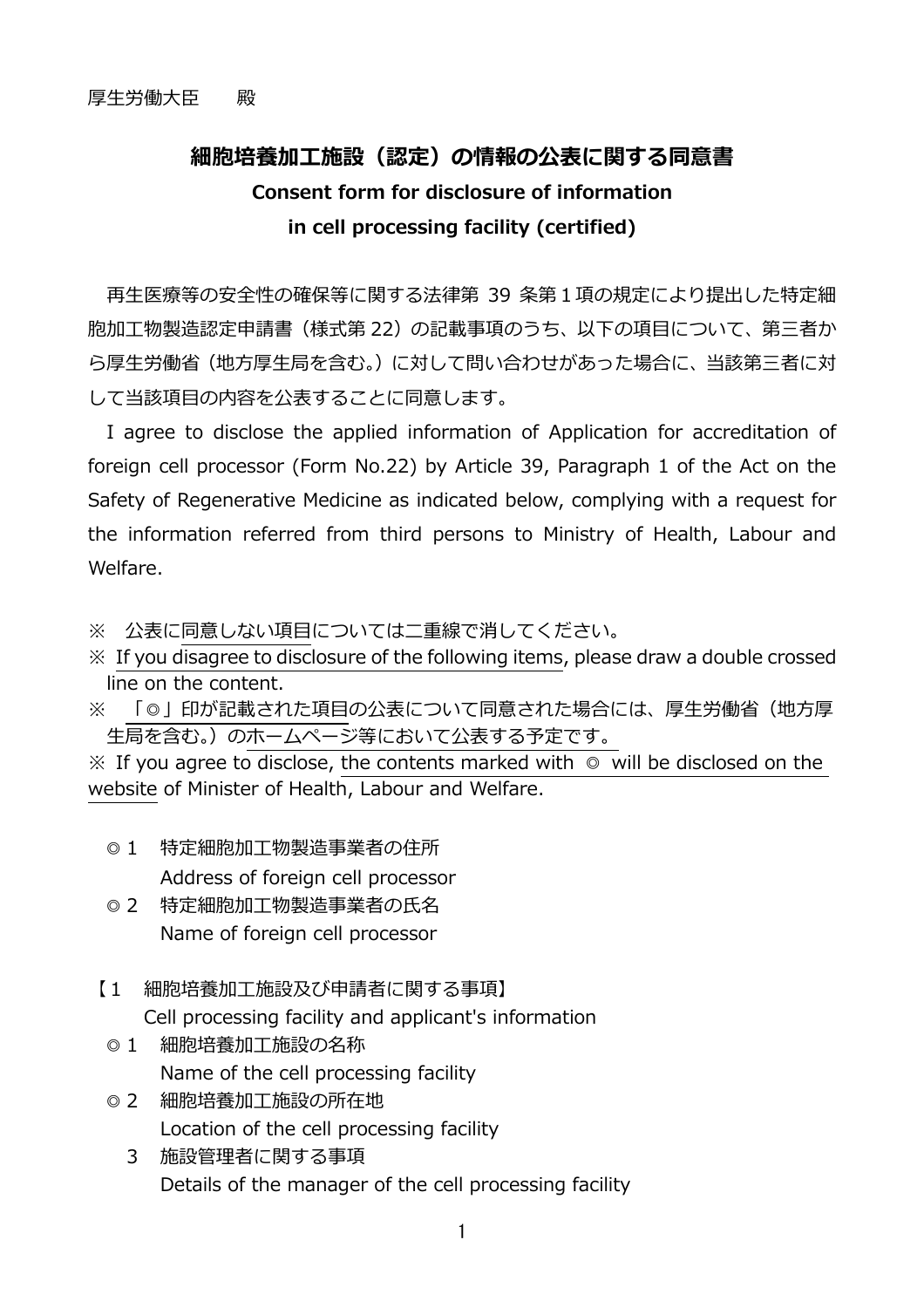厚生労働大臣　　殿

# 細胞培養加工施設（認定）の情報の公表に関する同意書

## Consent form for disclosure of information in cell processing facility (certified)

再生医療等の安全性の確保等に関する法律第 39 条第１項の規定により提出した特定細胞加工物製造認定申請書（様式第 22）の記載事項のうち、以下の項目について、第三者から厚生労働省（地方厚生局を含む。）に対して問い合わせがあった場合に、当該第三者に対して当該項目の内容を公表することに同意します。

I agree to disclose the applied information of Application for accreditation of foreign cell processor (Form No.22) by Article 39, Paragraph 1 of the Act on the Safety of Regenerative Medicine as indicated below, complying with a request for the information referred from third persons to Ministry of Health, Labour and Welfare.

※　公表に同意しない項目については二重線で消してください。
※ If you disagree to disclosure of the following items, please draw a double crossed line on the content.
※　「◎」印が記載された項目の公表について同意された場合には、厚生労働省（地方厚生局を含む。）のホームページ等において公表する予定です。
※ If you agree to disclose, the contents marked with ◎ will be disclosed on the website of Minister of Health, Labour and Welfare.

◎ 1　特定細胞加工物製造事業者の住所
　　Address of foreign cell processor
◎ 2　特定細胞加工物製造事業者の氏名
　　Name of foreign cell processor

【1　細胞培養加工施設及び申請者に関する事項】
　　Cell processing facility and applicant's information

◎ 1　細胞培養加工施設の名称
　　Name of the cell processing facility
◎ 2　細胞培養加工施設の所在地
　　Location of the cell processing facility
3　施設管理者に関する事項
　　Details of the manager of the cell processing facility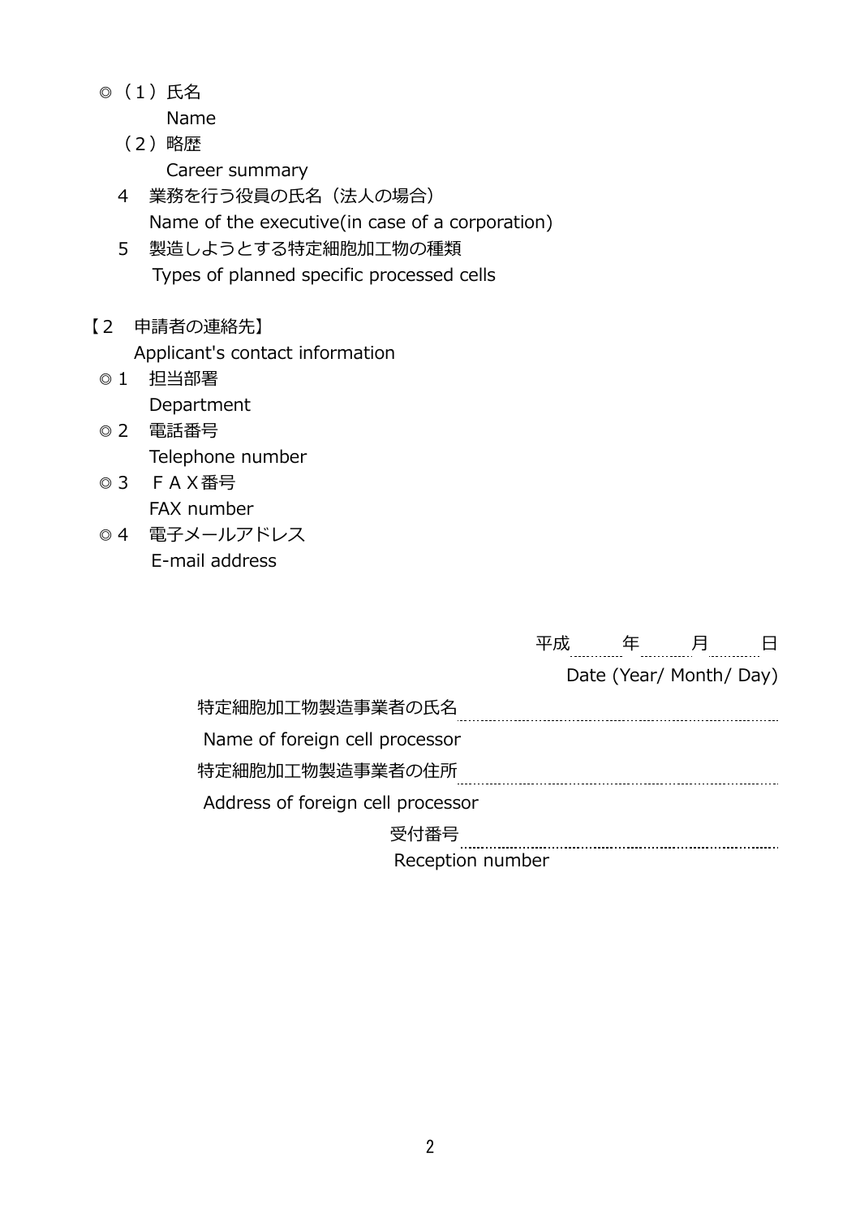◎（1）氏名
　　　Name
　（2）略歴
　　　Career summary

　4　業務を行う役員の氏名（法人の場合）
　　　Name of the executive(in case of a corporation)

　5　製造しようとする特定細胞加工物の種類
　　　Types of planned specific processed cells

【2　申請者の連絡先】
　　Applicant's contact information

◎1　担当部署
　　Department

◎2　電話番号
　　Telephone number

◎3　ＦＡＸ番号
　　FAX number

◎4　電子メールアドレス
　　E-mail address

平成　　年　　月　　日
Date (Year/ Month/ Day)

特定細胞加工物製造事業者の氏名
Name of foreign cell processor

特定細胞加工物製造事業者の住所
Address of foreign cell processor

受付番号
Reception number